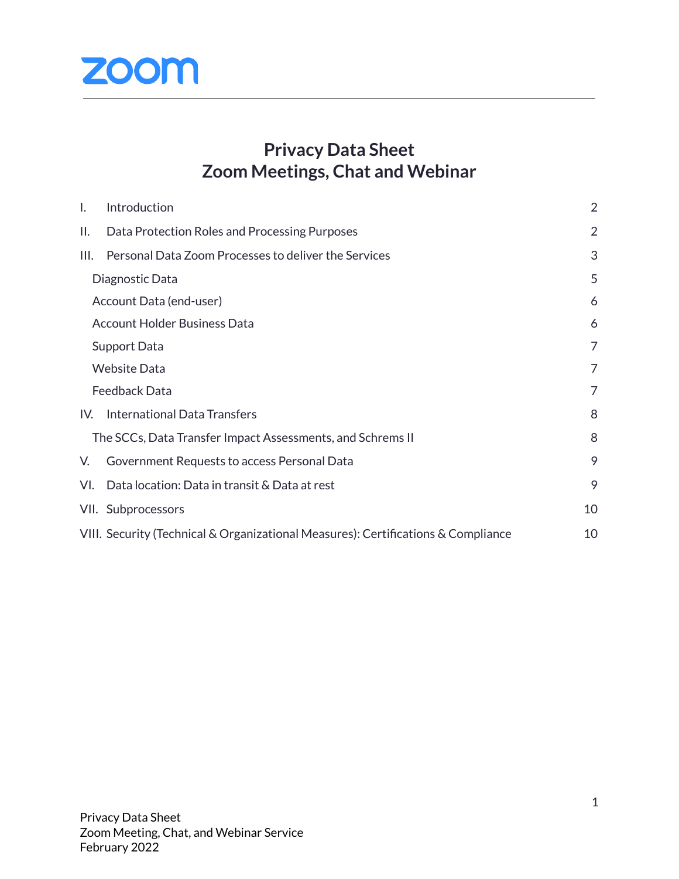zoom

# Privacy Data Sheet
# Zoom Meetings, Chat and Webinar

| | | |
|---|---|---|
| I. | Introduction | 2 |
| II. | Data Protection Roles and Processing Purposes | 2 |
| III. | Personal Data Zoom Processes to deliver the Services | 3 |
| | Diagnostic Data | 5 |
| | Account Data (end-user) | 6 |
| | Account Holder Business Data | 6 |
| | Support Data | 7 |
| | Website Data | 7 |
| | Feedback Data | 7 |
| IV. | International Data Transfers | 8 |
| | The SCCs, Data Transfer Impact Assessments, and Schrems II | 8 |
| V. | Government Requests to access Personal Data | 9 |
| VI. | Data location: Data in transit & Data at rest | 9 |
| VII. | Subprocessors | 10 |
| VIII. | Security (Technical & Organizational Measures): Certifications & Compliance | 10 |

Privacy Data Sheet
Zoom Meeting, Chat, and Webinar Service
February 2022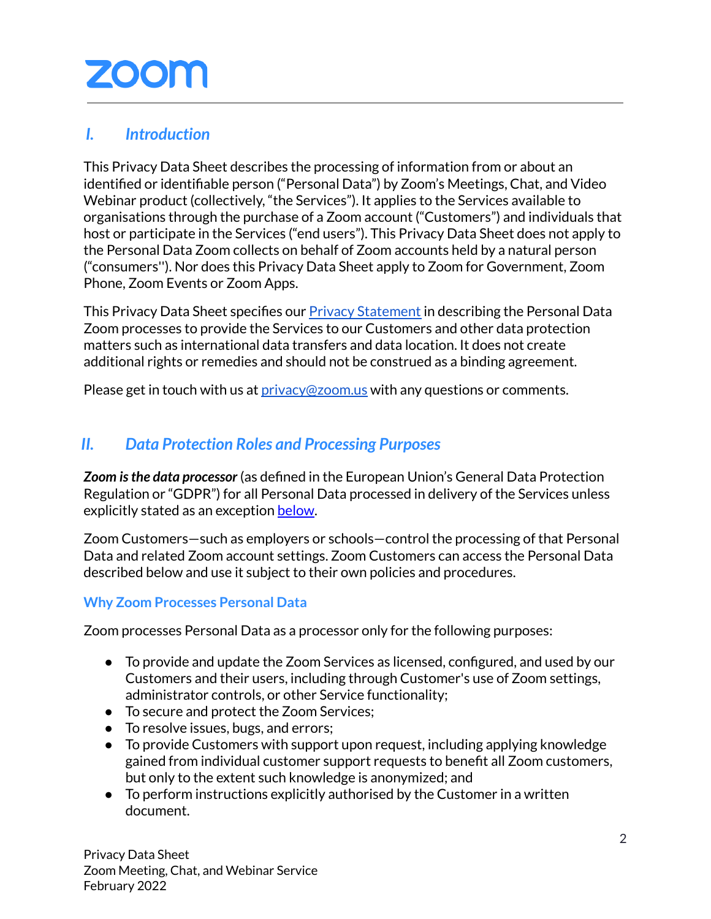## I. *Introduction*

This Privacy Data Sheet describes the processing of information from or about an identified or identifiable person ("Personal Data") by Zoom's Meetings, Chat, and Video Webinar product (collectively, "the Services"). It applies to the Services available to organisations through the purchase of a Zoom account ("Customers") and individuals that host or participate in the Services ("end users"). This Privacy Data Sheet does not apply to the Personal Data Zoom collects on behalf of Zoom accounts held by a natural person ("consumers''). Nor does this Privacy Data Sheet apply to Zoom for Government, Zoom Phone, Zoom Events or Zoom Apps.

This Privacy Data Sheet specifies our [Privacy Statement] in describing the Personal Data Zoom processes to provide the Services to our Customers and other data protection matters such as international data transfers and data location. It does not create additional rights or remedies and should not be construed as a binding agreement.

Please get in touch with us at [privacy@zoom.us] with any questions or comments.

## II. *Data Protection Roles and Processing Purposes*

***Zoom is the data processor*** (as defined in the European Union's General Data Protection Regulation or "GDPR") for all Personal Data processed in delivery of the Services unless explicitly stated as an exception [below].

Zoom Customers—such as employers or schools—control the processing of that Personal Data and related Zoom account settings. Zoom Customers can access the Personal Data described below and use it subject to their own policies and procedures.

### Why Zoom Processes Personal Data

Zoom processes Personal Data as a processor only for the following purposes:

- To provide and update the Zoom Services as licensed, configured, and used by our Customers and their users, including through Customer's use of Zoom settings, administrator controls, or other Service functionality;
- To secure and protect the Zoom Services;
- To resolve issues, bugs, and errors;
- To provide Customers with support upon request, including applying knowledge gained from individual customer support requests to benefit all Zoom customers, but only to the extent such knowledge is anonymized; and
- To perform instructions explicitly authorised by the Customer in a written document.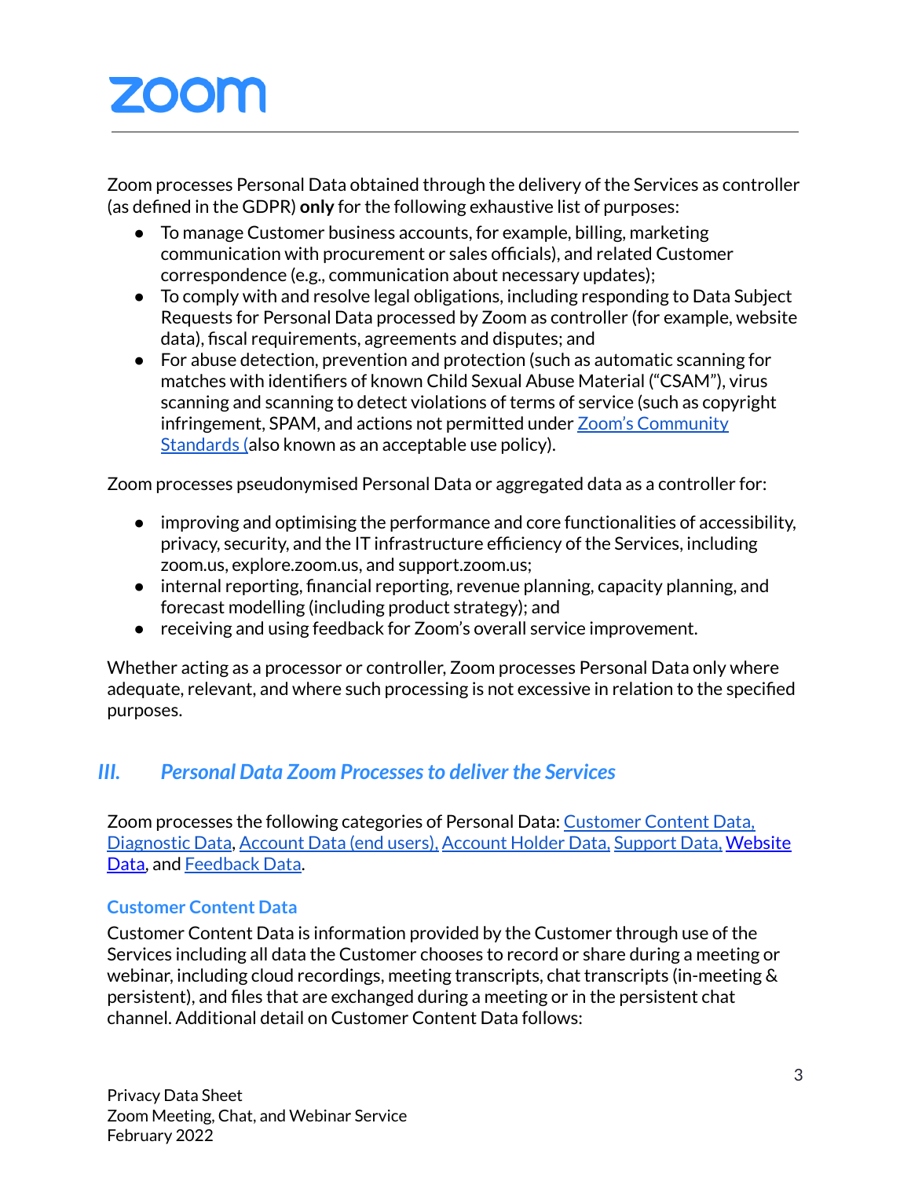Zoom processes Personal Data obtained through the delivery of the Services as controller (as defined in the GDPR) **only** for the following exhaustive list of purposes:

- To manage Customer business accounts, for example, billing, marketing communication with procurement or sales officials), and related Customer correspondence (e.g., communication about necessary updates);
- To comply with and resolve legal obligations, including responding to Data Subject Requests for Personal Data processed by Zoom as controller (for example, website data), fiscal requirements, agreements and disputes; and
- For abuse detection, prevention and protection (such as automatic scanning for matches with identifiers of known Child Sexual Abuse Material ("CSAM"), virus scanning and scanning to detect violations of terms of service (such as copyright infringement, SPAM, and actions not permitted under Zoom's Community Standards (also known as an acceptable use policy).

Zoom processes pseudonymised Personal Data or aggregated data as a controller for:

- improving and optimising the performance and core functionalities of accessibility, privacy, security, and the IT infrastructure efficiency of the Services, including zoom.us, explore.zoom.us, and support.zoom.us;
- internal reporting, financial reporting, revenue planning, capacity planning, and forecast modelling (including product strategy); and
- receiving and using feedback for Zoom's overall service improvement.

Whether acting as a processor or controller, Zoom processes Personal Data only where adequate, relevant, and where such processing is not excessive in relation to the specified purposes.

## *III. Personal Data Zoom Processes to deliver the Services*

Zoom processes the following categories of Personal Data: Customer Content Data, Diagnostic Data, Account Data (end users), Account Holder Data, Support Data, Website Data, and Feedback Data.

### Customer Content Data

Customer Content Data is information provided by the Customer through use of the Services including all data the Customer chooses to record or share during a meeting or webinar, including cloud recordings, meeting transcripts, chat transcripts (in-meeting & persistent), and files that are exchanged during a meeting or in the persistent chat channel. Additional detail on Customer Content Data follows: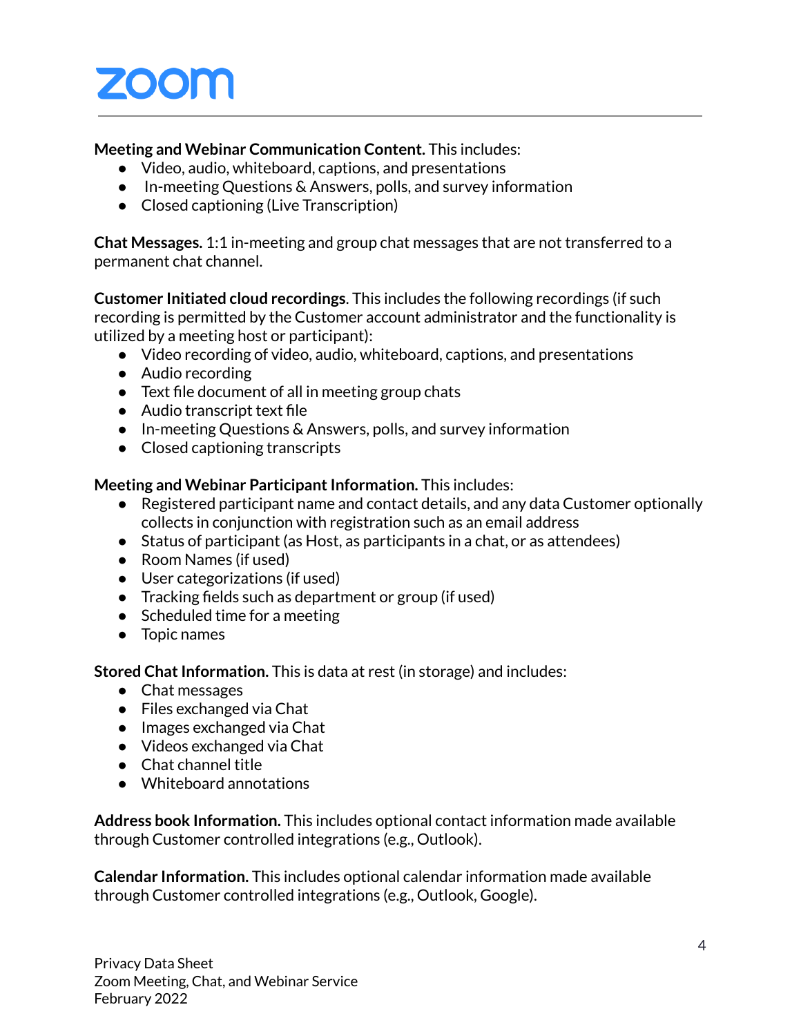**Meeting and Webinar Communication Content.** This includes:

- Video, audio, whiteboard, captions, and presentations
- In-meeting Questions & Answers, polls, and survey information
- Closed captioning (Live Transcription)

**Chat Messages.** 1:1 in-meeting and group chat messages that are not transferred to a permanent chat channel.

**Customer Initiated cloud recordings**. This includes the following recordings (if such recording is permitted by the Customer account administrator and the functionality is utilized by a meeting host or participant):

- Video recording of video, audio, whiteboard, captions, and presentations
- Audio recording
- Text file document of all in meeting group chats
- Audio transcript text file
- In-meeting Questions & Answers, polls, and survey information
- Closed captioning transcripts

**Meeting and Webinar Participant Information.** This includes:

- Registered participant name and contact details, and any data Customer optionally collects in conjunction with registration such as an email address
- Status of participant (as Host, as participants in a chat, or as attendees)
- Room Names (if used)
- User categorizations (if used)
- Tracking fields such as department or group (if used)
- Scheduled time for a meeting
- Topic names

**Stored Chat Information.** This is data at rest (in storage) and includes:

- Chat messages
- Files exchanged via Chat
- Images exchanged via Chat
- Videos exchanged via Chat
- Chat channel title
- Whiteboard annotations

**Address book Information.** This includes optional contact information made available through Customer controlled integrations (e.g., Outlook).

**Calendar Information.** This includes optional calendar information made available through Customer controlled integrations (e.g., Outlook, Google).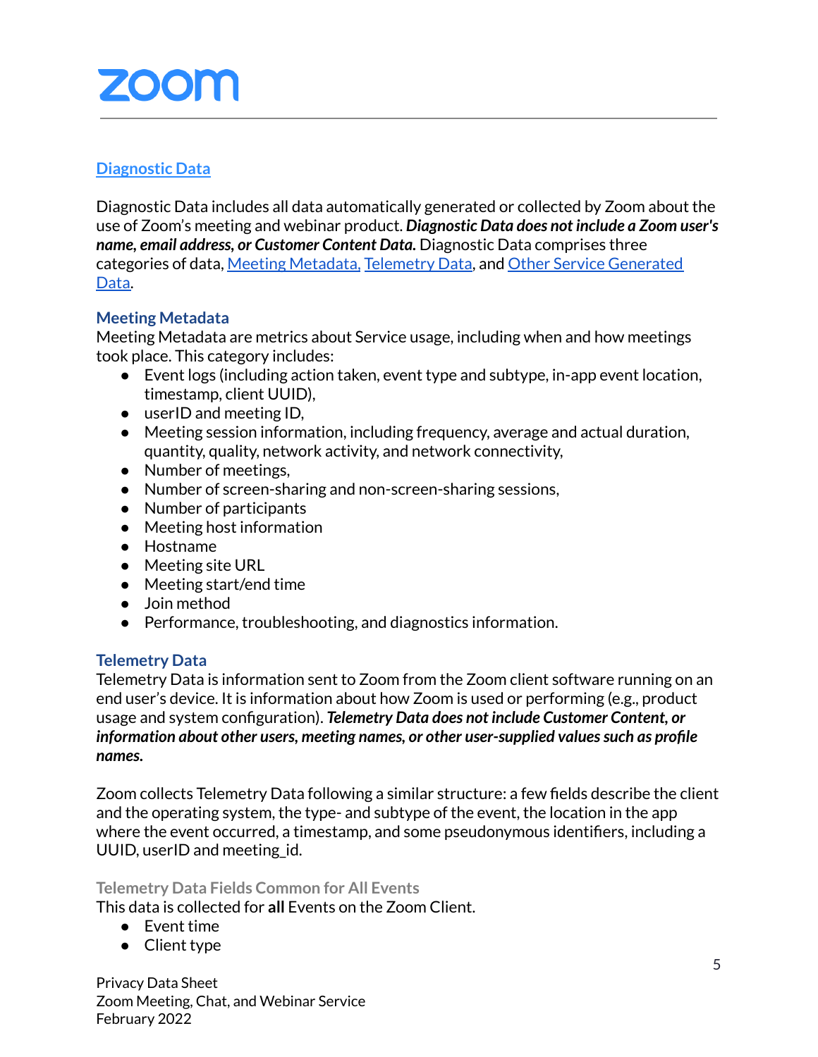## Diagnostic Data

Diagnostic Data includes all data automatically generated or collected by Zoom about the use of Zoom's meeting and webinar product. ***Diagnostic Data does not include a Zoom user's name, email address, or Customer Content Data.*** Diagnostic Data comprises three categories of data, Meeting Metadata, Telemetry Data, and Other Service Generated Data.

### Meeting Metadata

Meeting Metadata are metrics about Service usage, including when and how meetings took place. This category includes:

- Event logs (including action taken, event type and subtype, in-app event location, timestamp, client UUID),
- userID and meeting ID,
- Meeting session information, including frequency, average and actual duration, quantity, quality, network activity, and network connectivity,
- Number of meetings,
- Number of screen-sharing and non-screen-sharing sessions,
- Number of participants
- Meeting host information
- Hostname
- Meeting site URL
- Meeting start/end time
- Join method
- Performance, troubleshooting, and diagnostics information.

### Telemetry Data

Telemetry Data is information sent to Zoom from the Zoom client software running on an end user's device. It is information about how Zoom is used or performing (e.g., product usage and system configuration). ***Telemetry Data does not include Customer Content, or information about other users, meeting names, or other user-supplied values such as profile names.***

Zoom collects Telemetry Data following a similar structure: a few fields describe the client and the operating system, the type- and subtype of the event, the location in the app where the event occurred, a timestamp, and some pseudonymous identifiers, including a UUID, userID and meeting_id.

#### Telemetry Data Fields Common for All Events

This data is collected for **all** Events on the Zoom Client.

- Event time
- Client type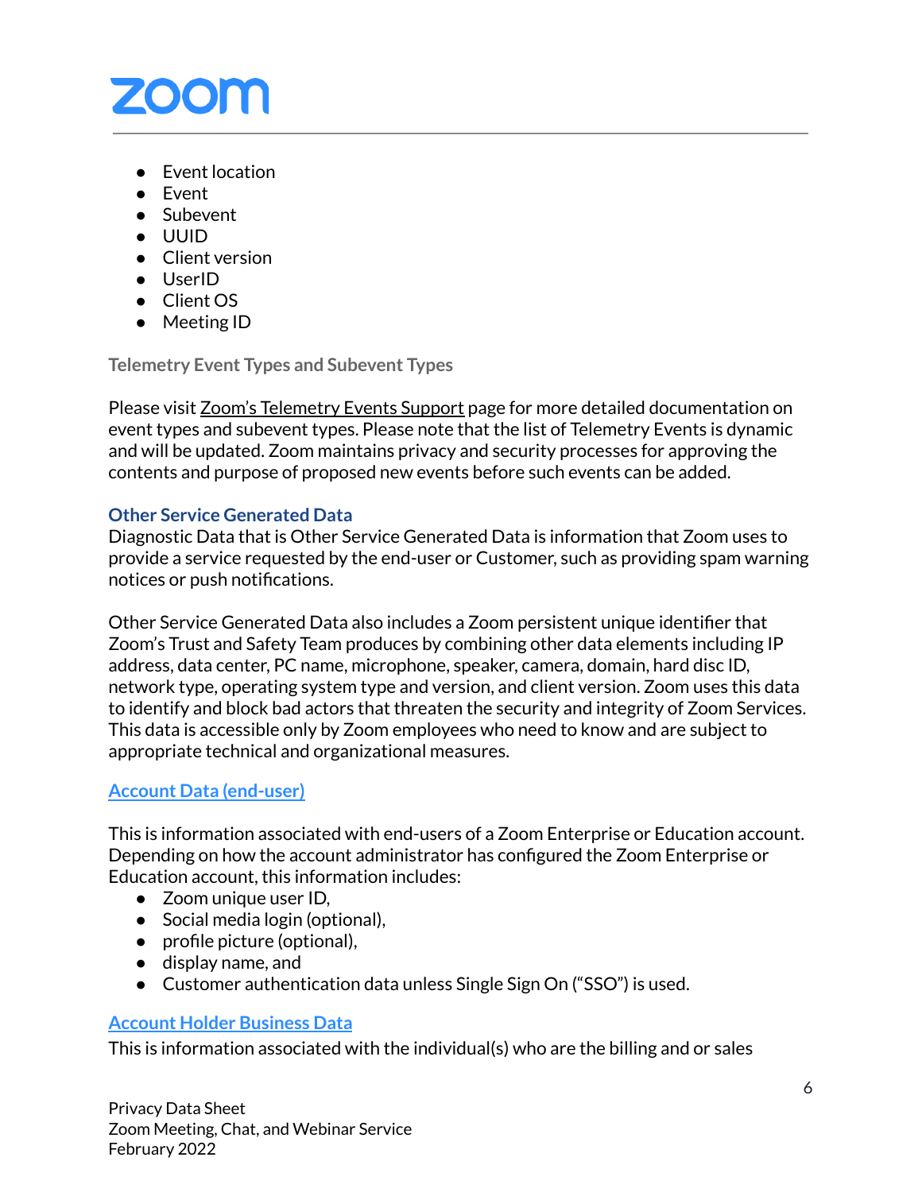- Event location
- Event
- Subevent
- UUID
- Client version
- UserID
- Client OS
- Meeting ID

#### Telemetry Event Types and Subevent Types

Please visit Zoom's Telemetry Events Support page for more detailed documentation on event types and subevent types. Please note that the list of Telemetry Events is dynamic and will be updated. Zoom maintains privacy and security processes for approving the contents and purpose of proposed new events before such events can be added.

### Other Service Generated Data

Diagnostic Data that is Other Service Generated Data is information that Zoom uses to provide a service requested by the end-user or Customer, such as providing spam warning notices or push notifications.

Other Service Generated Data also includes a Zoom persistent unique identifier that Zoom's Trust and Safety Team produces by combining other data elements including IP address, data center, PC name, microphone, speaker, camera, domain, hard disc ID, network type, operating system type and version, and client version. Zoom uses this data to identify and block bad actors that threaten the security and integrity of Zoom Services. This data is accessible only by Zoom employees who need to know and are subject to appropriate technical and organizational measures.

### Account Data (end-user)

This is information associated with end-users of a Zoom Enterprise or Education account. Depending on how the account administrator has configured the Zoom Enterprise or Education account, this information includes:

- Zoom unique user ID,
- Social media login (optional),
- profile picture (optional),
- display name, and
- Customer authentication data unless Single Sign On ("SSO") is used.

### Account Holder Business Data

This is information associated with the individual(s) who are the billing and or sales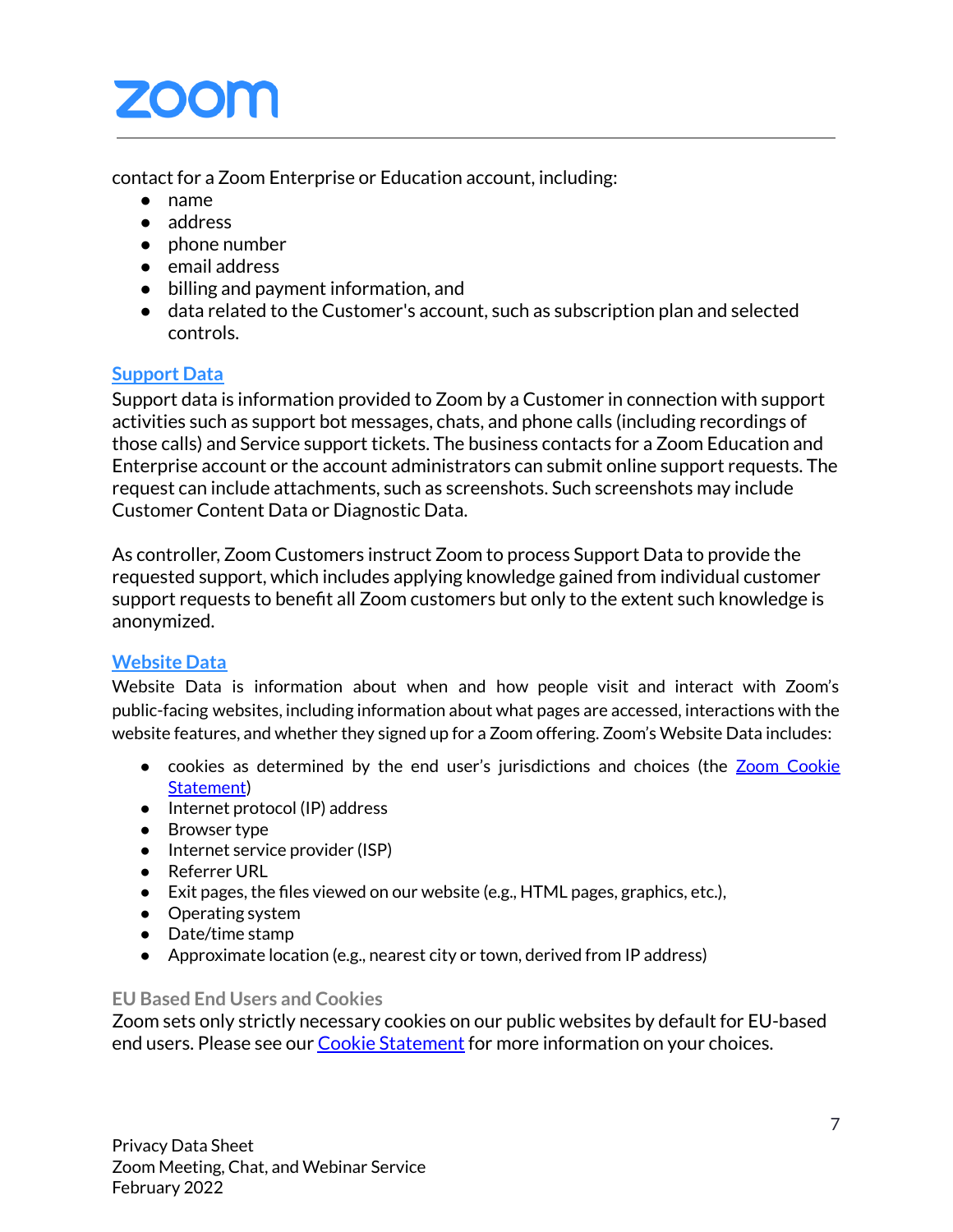contact for a Zoom Enterprise or Education account, including:

- name
- address
- phone number
- email address
- billing and payment information, and
- data related to the Customer's account, such as subscription plan and selected controls.

### Support Data

Support data is information provided to Zoom by a Customer in connection with support activities such as support bot messages, chats, and phone calls (including recordings of those calls) and Service support tickets. The business contacts for a Zoom Education and Enterprise account or the account administrators can submit online support requests. The request can include attachments, such as screenshots. Such screenshots may include Customer Content Data or Diagnostic Data.

As controller, Zoom Customers instruct Zoom to process Support Data to provide the requested support, which includes applying knowledge gained from individual customer support requests to benefit all Zoom customers but only to the extent such knowledge is anonymized.

### Website Data

Website Data is information about when and how people visit and interact with Zoom's public-facing websites, including information about what pages are accessed, interactions with the website features, and whether they signed up for a Zoom offering. Zoom's Website Data includes:

- cookies as determined by the end user's jurisdictions and choices (the Zoom Cookie Statement)
- Internet protocol (IP) address
- Browser type
- Internet service provider (ISP)
- Referrer URL
- Exit pages, the files viewed on our website (e.g., HTML pages, graphics, etc.),
- Operating system
- Date/time stamp
- Approximate location (e.g., nearest city or town, derived from IP address)

#### EU Based End Users and Cookies

Zoom sets only strictly necessary cookies on our public websites by default for EU-based end users. Please see our Cookie Statement for more information on your choices.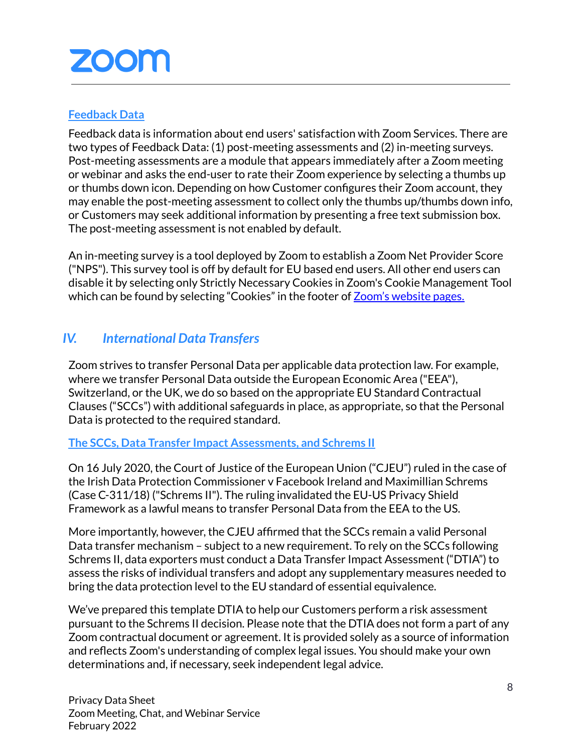### Feedback Data

Feedback data is information about end users' satisfaction with Zoom Services. There are two types of Feedback Data: (1) post-meeting assessments and (2) in-meeting surveys. Post-meeting assessments are a module that appears immediately after a Zoom meeting or webinar and asks the end-user to rate their Zoom experience by selecting a thumbs up or thumbs down icon. Depending on how Customer configures their Zoom account, they may enable the post-meeting assessment to collect only the thumbs up/thumbs down info, or Customers may seek additional information by presenting a free text submission box. The post-meeting assessment is not enabled by default.

An in-meeting survey is a tool deployed by Zoom to establish a Zoom Net Provider Score ("NPS"). This survey tool is off by default for EU based end users. All other end users can disable it by selecting only Strictly Necessary Cookies in Zoom's Cookie Management Tool which can be found by selecting "Cookies" in the footer of Zoom's website pages.

## IV. *International Data Transfers*

Zoom strives to transfer Personal Data per applicable data protection law. For example, where we transfer Personal Data outside the European Economic Area ("EEA"), Switzerland, or the UK, we do so based on the appropriate EU Standard Contractual Clauses ("SCCs") with additional safeguards in place, as appropriate, so that the Personal Data is protected to the required standard.

### The SCCs, Data Transfer Impact Assessments, and Schrems II

On 16 July 2020, the Court of Justice of the European Union ("CJEU") ruled in the case of the Irish Data Protection Commissioner v Facebook Ireland and Maximillian Schrems (Case C-311/18) ("Schrems II"). The ruling invalidated the EU-US Privacy Shield Framework as a lawful means to transfer Personal Data from the EEA to the US.

More importantly, however, the CJEU affirmed that the SCCs remain a valid Personal Data transfer mechanism – subject to a new requirement. To rely on the SCCs following Schrems II, data exporters must conduct a Data Transfer Impact Assessment ("DTIA") to assess the risks of individual transfers and adopt any supplementary measures needed to bring the data protection level to the EU standard of essential equivalence.

We've prepared this template DTIA to help our Customers perform a risk assessment pursuant to the Schrems II decision. Please note that the DTIA does not form a part of any Zoom contractual document or agreement. It is provided solely as a source of information and reflects Zoom's understanding of complex legal issues. You should make your own determinations and, if necessary, seek independent legal advice.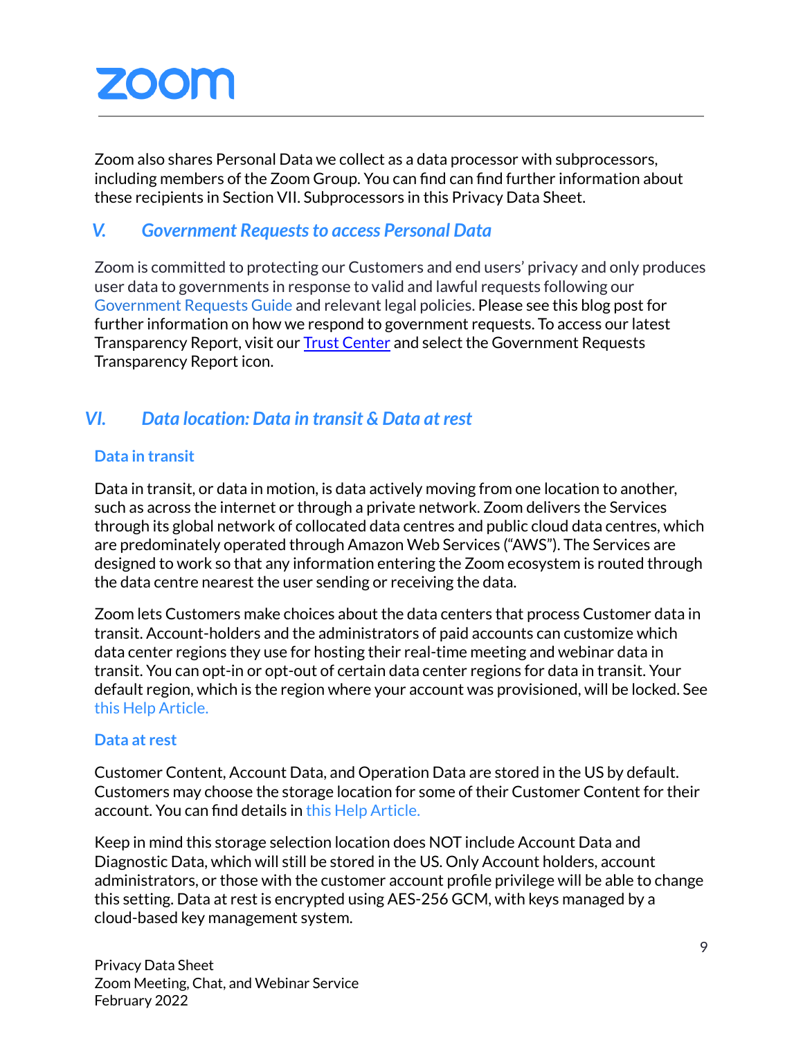Zoom also shares Personal Data we collect as a data processor with subprocessors, including members of the Zoom Group. You can find can find further information about these recipients in Section VII. Subprocessors in this Privacy Data Sheet.

## *V. Government Requests to access Personal Data*

Zoom is committed to protecting our Customers and end users' privacy and only produces user data to governments in response to valid and lawful requests following our Government Requests Guide and relevant legal policies. Please see this blog post for further information on how we respond to government requests. To access our latest Transparency Report, visit our Trust Center and select the Government Requests Transparency Report icon.

## *VI. Data location: Data in transit & Data at rest*

### Data in transit

Data in transit, or data in motion, is data actively moving from one location to another, such as across the internet or through a private network. Zoom delivers the Services through its global network of collocated data centres and public cloud data centres, which are predominately operated through Amazon Web Services ("AWS"). The Services are designed to work so that any information entering the Zoom ecosystem is routed through the data centre nearest the user sending or receiving the data.

Zoom lets Customers make choices about the data centers that process Customer data in transit. Account-holders and the administrators of paid accounts can customize which data center regions they use for hosting their real-time meeting and webinar data in transit. You can opt-in or opt-out of certain data center regions for data in transit. Your default region, which is the region where your account was provisioned, will be locked. See this Help Article.

### Data at rest

Customer Content, Account Data, and Operation Data are stored in the US by default. Customers may choose the storage location for some of their Customer Content for their account. You can find details in this Help Article.

Keep in mind this storage selection location does NOT include Account Data and Diagnostic Data, which will still be stored in the US. Only Account holders, account administrators, or those with the customer account profile privilege will be able to change this setting. Data at rest is encrypted using AES-256 GCM, with keys managed by a cloud-based key management system.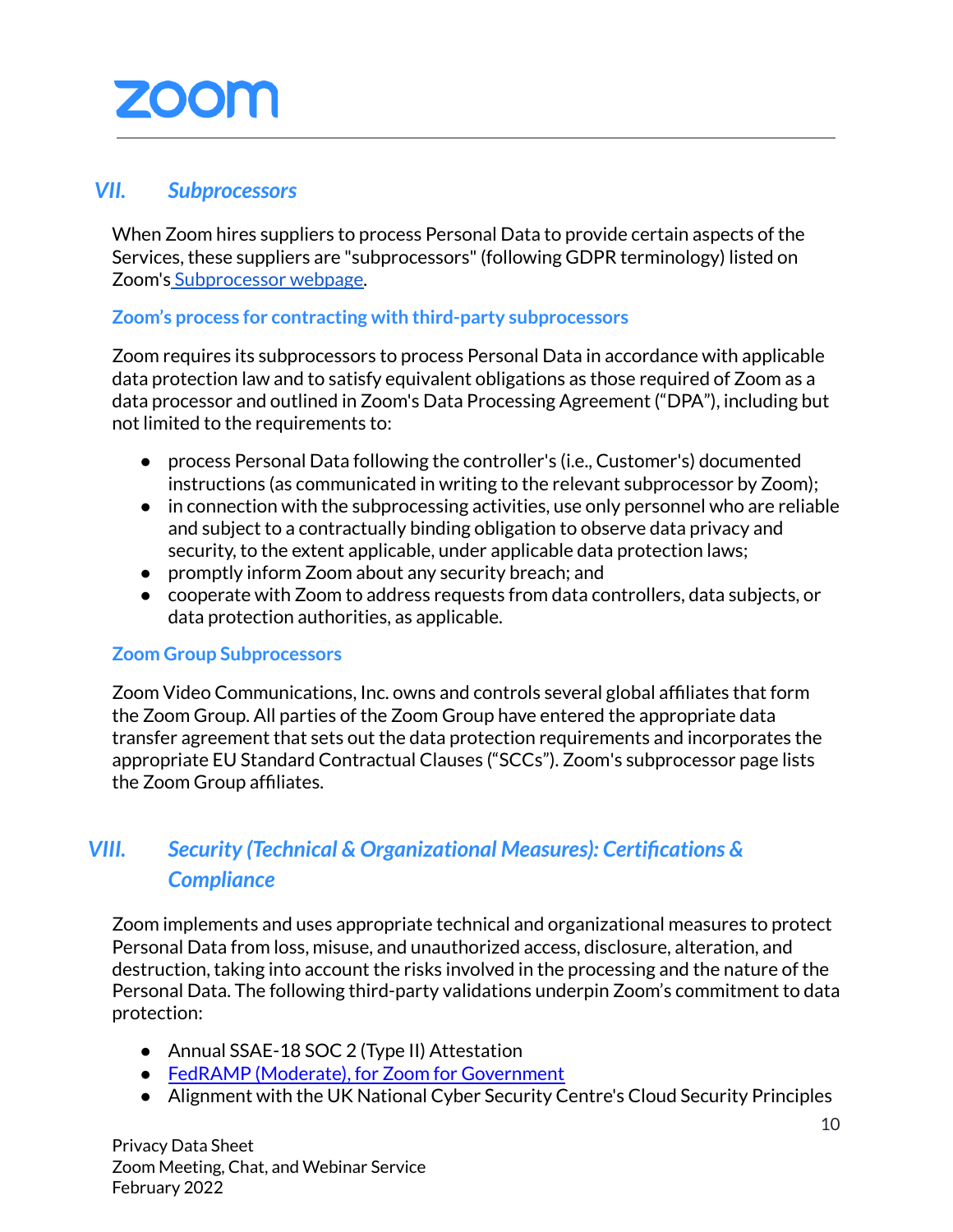## *VII. Subprocessors*

When Zoom hires suppliers to process Personal Data to provide certain aspects of the Services, these suppliers are "subprocessors" (following GDPR terminology) listed on Zoom's [Subprocessor webpage](#).

### Zoom's process for contracting with third-party subprocessors

Zoom requires its subprocessors to process Personal Data in accordance with applicable data protection law and to satisfy equivalent obligations as those required of Zoom as a data processor and outlined in Zoom's Data Processing Agreement ("DPA"), including but not limited to the requirements to:

- process Personal Data following the controller's (i.e., Customer's) documented instructions (as communicated in writing to the relevant subprocessor by Zoom);
- in connection with the subprocessing activities, use only personnel who are reliable and subject to a contractually binding obligation to observe data privacy and security, to the extent applicable, under applicable data protection laws;
- promptly inform Zoom about any security breach; and
- cooperate with Zoom to address requests from data controllers, data subjects, or data protection authorities, as applicable.

### Zoom Group Subprocessors

Zoom Video Communications, Inc. owns and controls several global affiliates that form the Zoom Group. All parties of the Zoom Group have entered the appropriate data transfer agreement that sets out the data protection requirements and incorporates the appropriate EU Standard Contractual Clauses ("SCCs"). Zoom's subprocessor page lists the Zoom Group affiliates.

## *VIII. Security (Technical & Organizational Measures): Certifications & Compliance*

Zoom implements and uses appropriate technical and organizational measures to protect Personal Data from loss, misuse, and unauthorized access, disclosure, alteration, and destruction, taking into account the risks involved in the processing and the nature of the Personal Data. The following third-party validations underpin Zoom's commitment to data protection:

- Annual SSAE-18 SOC 2 (Type II) Attestation
- [FedRAMP (Moderate), for Zoom for Government](#)
- Alignment with the UK National Cyber Security Centre's Cloud Security Principles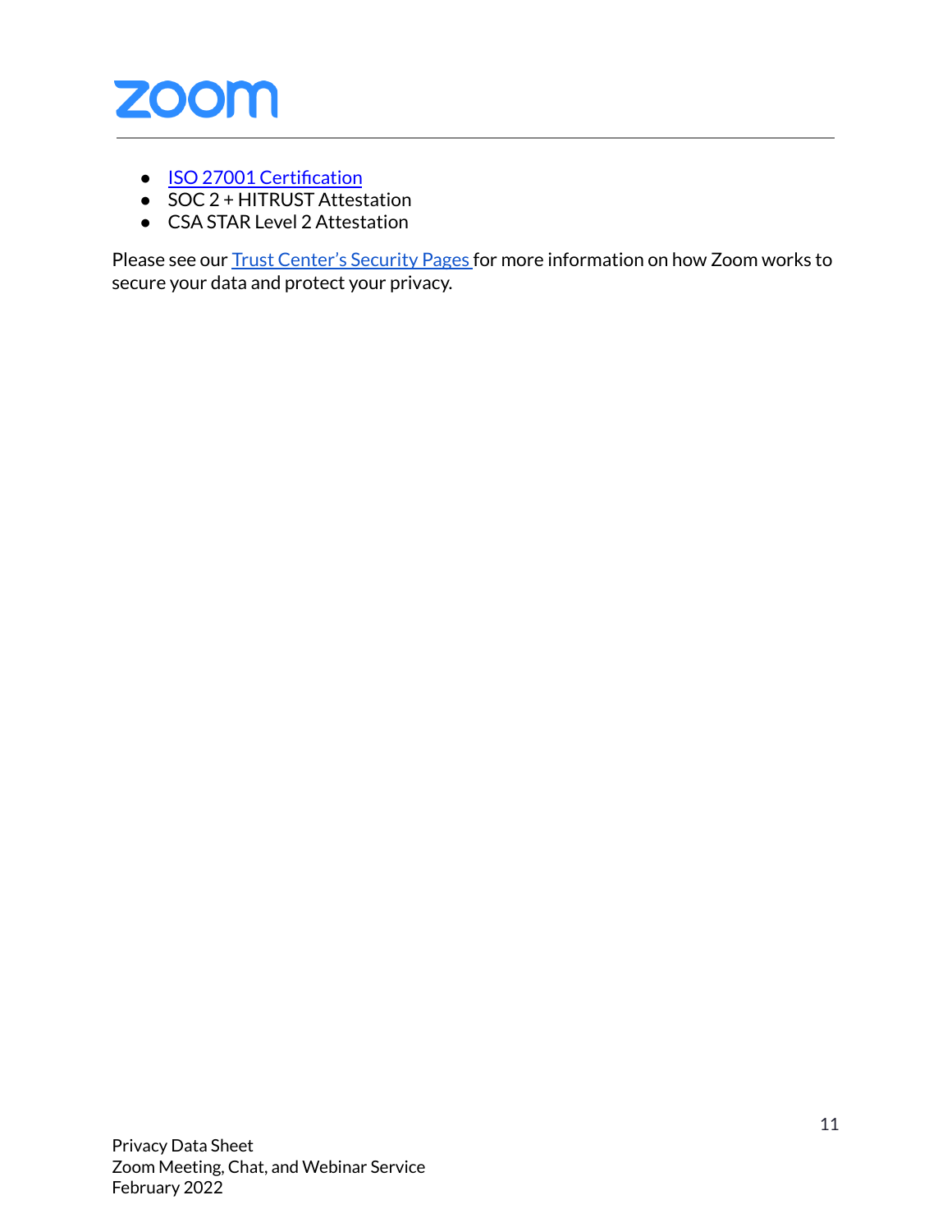- [ISO 27001 Certification]
- SOC 2 + HITRUST Attestation
- CSA STAR Level 2 Attestation

Please see our Trust Center's Security Pages for more information on how Zoom works to secure your data and protect your privacy.